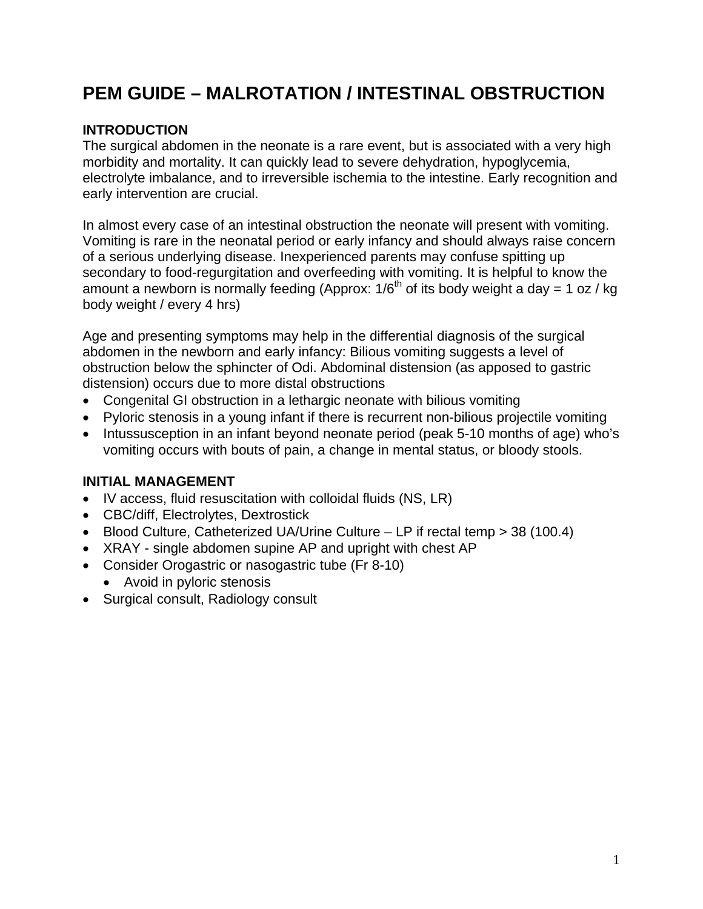# PEM GUIDE – MALROTATION / INTESTINAL OBSTRUCTION

## INTRODUCTION

The surgical abdomen in the neonate is a rare event, but is associated with a very high morbidity and mortality. It can quickly lead to severe dehydration, hypoglycemia, electrolyte imbalance, and to irreversible ischemia to the intestine. Early recognition and early intervention are crucial.

In almost every case of an intestinal obstruction the neonate will present with vomiting. Vomiting is rare in the neonatal period or early infancy and should always raise concern of a serious underlying disease. Inexperienced parents may confuse spitting up secondary to food-regurgitation and overfeeding with vomiting. It is helpful to know the amount a newborn is normally feeding (Approx: 1/6th of its body weight a day = 1 oz / kg body weight / every 4 hrs)

Age and presenting symptoms may help in the differential diagnosis of the surgical abdomen in the newborn and early infancy: Bilious vomiting suggests a level of obstruction below the sphincter of Odi. Abdominal distension (as apposed to gastric distension) occurs due to more distal obstructions

- Congenital GI obstruction in a lethargic neonate with bilious vomiting
- Pyloric stenosis in a young infant if there is recurrent non-bilious projectile vomiting
- Intussusception in an infant beyond neonate period (peak 5-10 months of age) who's vomiting occurs with bouts of pain, a change in mental status, or bloody stools.

## INITIAL MANAGEMENT

- IV access, fluid resuscitation with colloidal fluids (NS, LR)
- CBC/diff, Electrolytes, Dextrostick
- Blood Culture, Catheterized UA/Urine Culture – LP if rectal temp > 38 (100.4)
- XRAY - single abdomen supine AP and upright with chest AP
- Consider Orogastric or nasogastric tube (Fr 8-10)
  - Avoid in pyloric stenosis
- Surgical consult, Radiology consult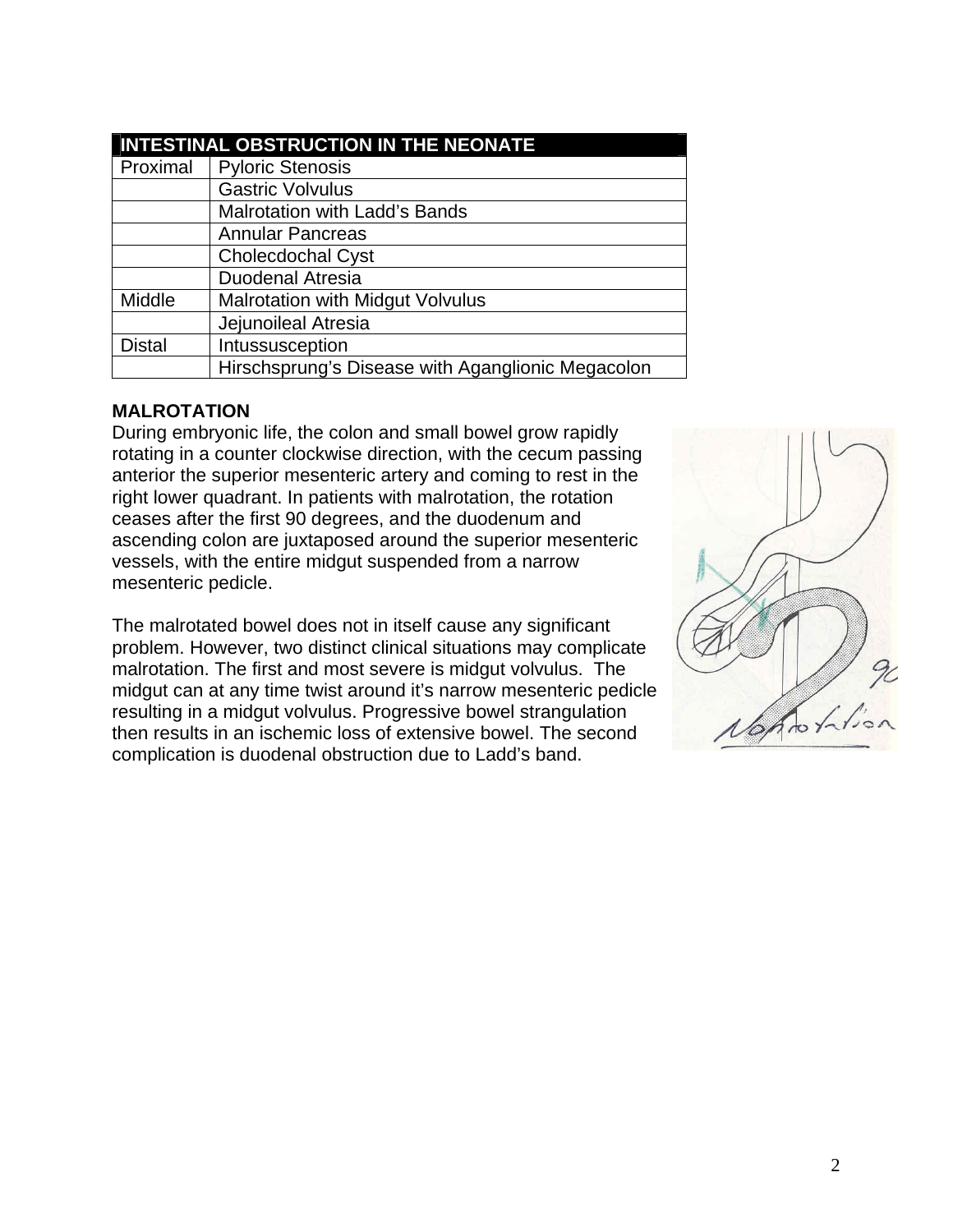| INTESTINAL OBSTRUCTION IN THE NEONATE | |
|---|---|
| Proximal | Pyloric Stenosis |
| | Gastric Volvulus |
| | Malrotation with Ladd's Bands |
| | Annular Pancreas |
| | Cholecdochal Cyst |
| | Duodenal Atresia |
| Middle | Malrotation with Midgut Volvulus |
| | Jejunoileal Atresia |
| Distal | Intussusception |
| | Hirschsprung's Disease with Aganglionic Megacolon |

**MALROTATION**

During embryonic life, the colon and small bowel grow rapidly rotating in a counter clockwise direction, with the cecum passing anterior the superior mesenteric artery and coming to rest in the right lower quadrant. In patients with malrotation, the rotation ceases after the first 90 degrees, and the duodenum and ascending colon are juxtaposed around the superior mesenteric vessels, with the entire midgut suspended from a narrow mesenteric pedicle.

The malrotated bowel does not in itself cause any significant problem. However, two distinct clinical situations may complicate malrotation. The first and most severe is midgut volvulus. The midgut can at any time twist around it's narrow mesenteric pedicle resulting in a midgut volvulus. Progressive bowel strangulation then results in an ischemic loss of extensive bowel. The second complication is duodenal obstruction due to Ladd's band.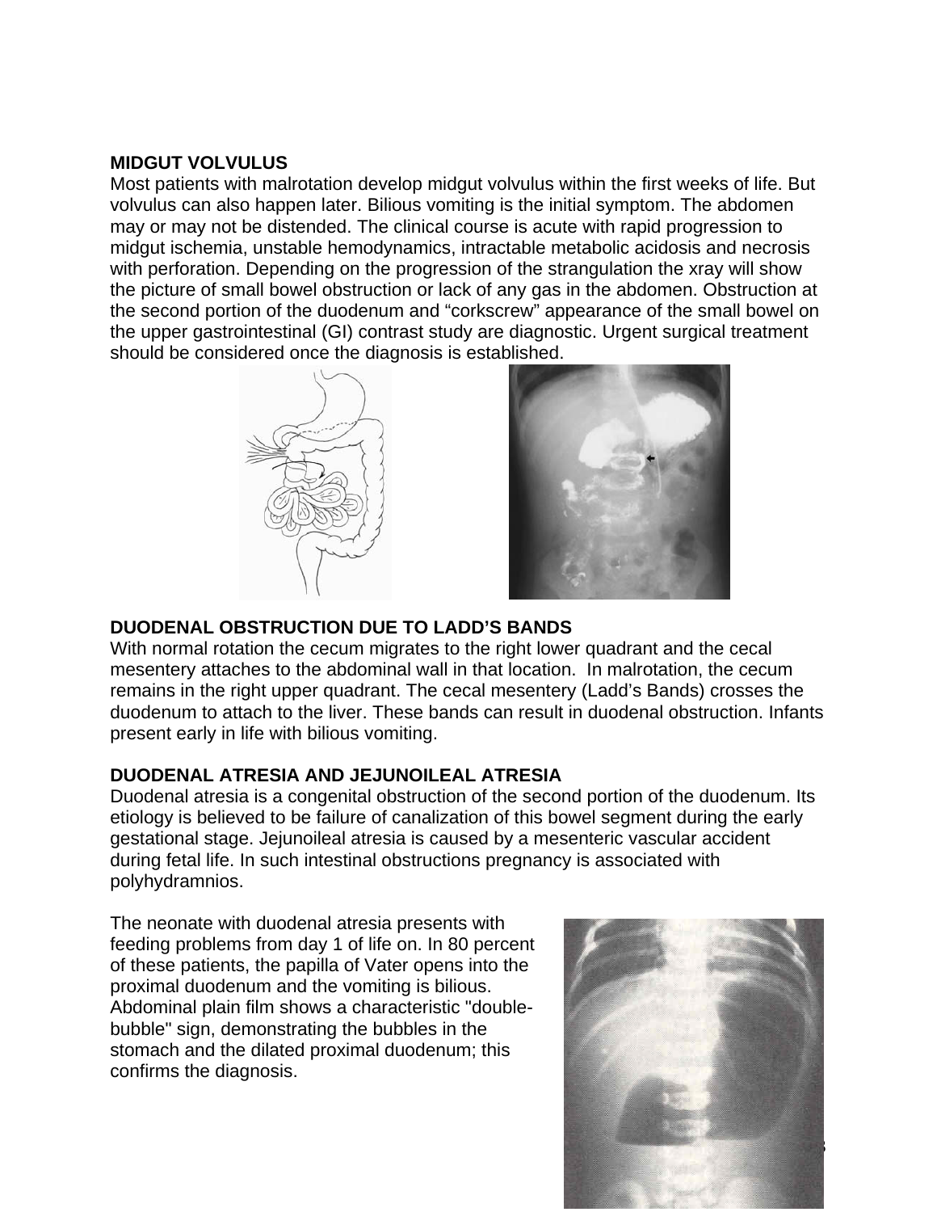**MIDGUT VOLVULUS**

Most patients with malrotation develop midgut volvulus within the first weeks of life. But volvulus can also happen later. Bilious vomiting is the initial symptom. The abdomen may or may not be distended. The clinical course is acute with rapid progression to midgut ischemia, unstable hemodynamics, intractable metabolic acidosis and necrosis with perforation. Depending on the progression of the strangulation the xray will show the picture of small bowel obstruction or lack of any gas in the abdomen. Obstruction at the second portion of the duodenum and "corkscrew" appearance of the small bowel on the upper gastrointestinal (GI) contrast study are diagnostic. Urgent surgical treatment should be considered once the diagnosis is established.

**DUODENAL OBSTRUCTION DUE TO LADD'S BANDS**

With normal rotation the cecum migrates to the right lower quadrant and the cecal mesentery attaches to the abdominal wall in that location. In malrotation, the cecum remains in the right upper quadrant. The cecal mesentery (Ladd's Bands) crosses the duodenum to attach to the liver. These bands can result in duodenal obstruction. Infants present early in life with bilious vomiting.

**DUODENAL ATRESIA AND JEJUNOILEAL ATRESIA**

Duodenal atresia is a congenital obstruction of the second portion of the duodenum. Its etiology is believed to be failure of canalization of this bowel segment during the early gestational stage. Jejunoileal atresia is caused by a mesenteric vascular accident during fetal life. In such intestinal obstructions pregnancy is associated with polyhydramnios.

The neonate with duodenal atresia presents with feeding problems from day 1 of life on. In 80 percent of these patients, the papilla of Vater opens into the proximal duodenum and the vomiting is bilious. Abdominal plain film shows a characteristic "double-bubble" sign, demonstrating the bubbles in the stomach and the dilated proximal duodenum; this confirms the diagnosis.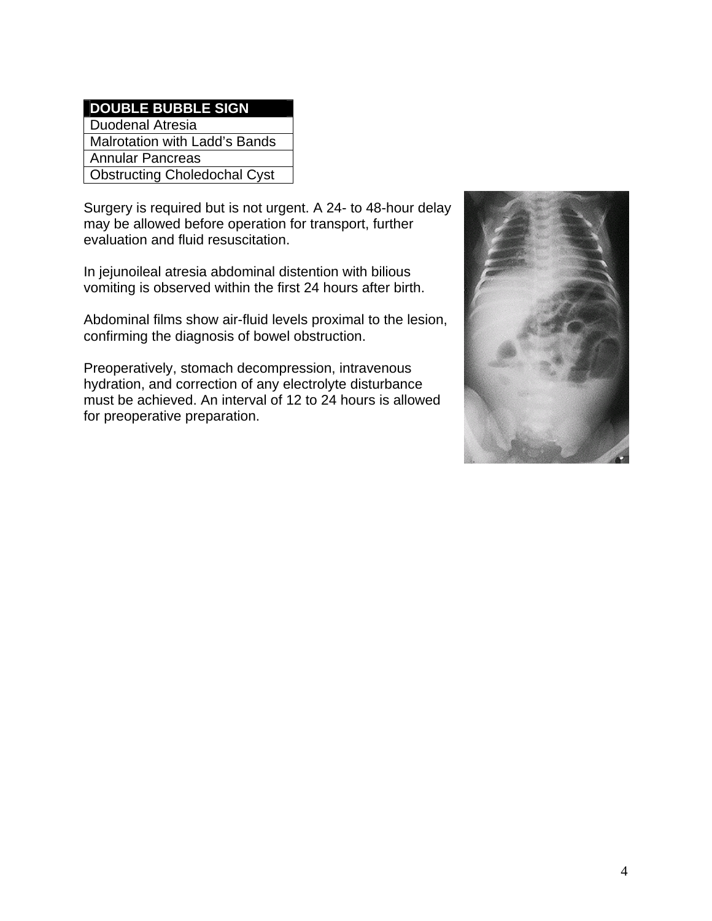| DOUBLE BUBBLE SIGN |
| --- |
| Duodenal Atresia |
| Malrotation with Ladd's Bands |
| Annular Pancreas |
| Obstructing Choledochal Cyst |

Surgery is required but is not urgent. A 24- to 48-hour delay may be allowed before operation for transport, further evaluation and fluid resuscitation.

In jejunoileal atresia abdominal distention with bilious vomiting is observed within the first 24 hours after birth.

Abdominal films show air-fluid levels proximal to the lesion, confirming the diagnosis of bowel obstruction.

Preoperatively, stomach decompression, intravenous hydration, and correction of any electrolyte disturbance must be achieved. An interval of 12 to 24 hours is allowed for preoperative preparation.